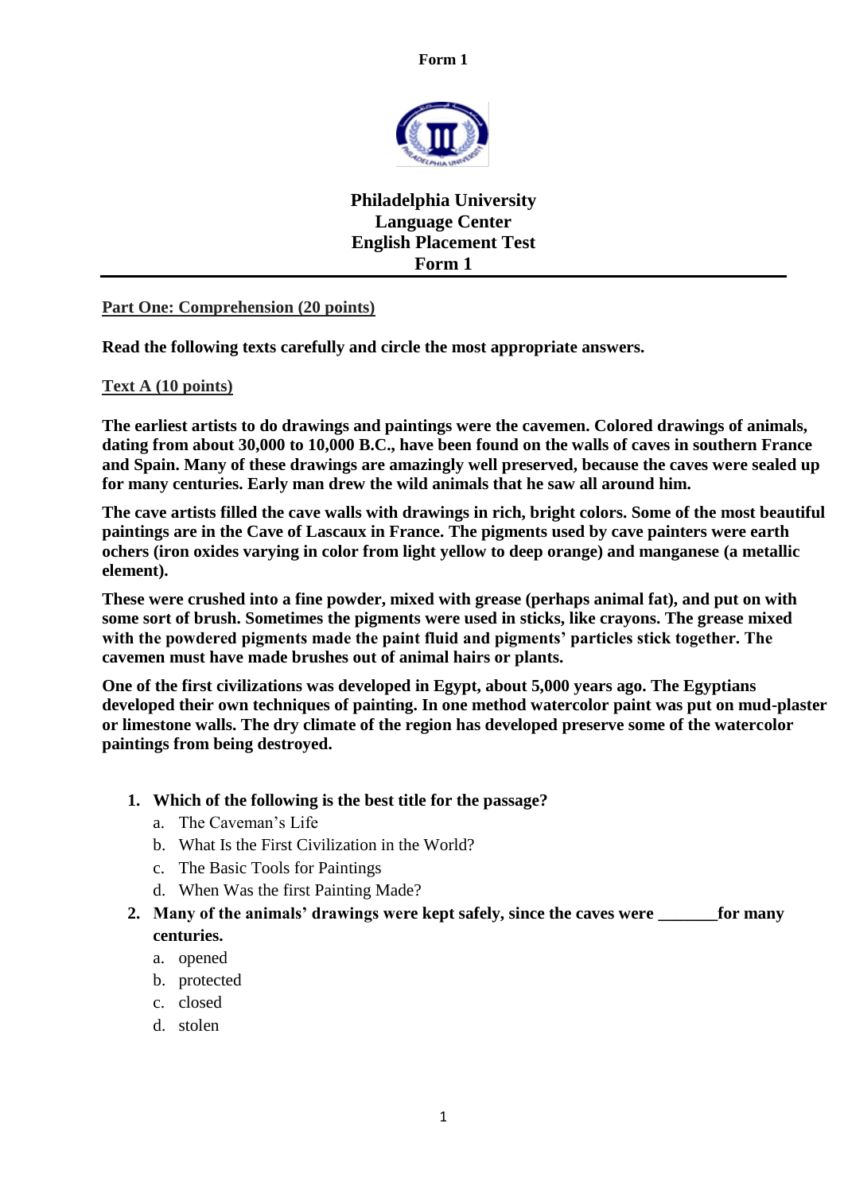**Philadelphia University**
**Language Center**
**English Placement Test**
**Form 1**

---

## Part One: Comprehension (20 points)

**Read the following texts carefully and circle the most appropriate answers.**

### Text A (10 points)

**The earliest artists to do drawings and paintings were the cavemen. Colored drawings of animals, dating from about 30,000 to 10,000 B.C., have been found on the walls of caves in southern France and Spain. Many of these drawings are amazingly well preserved, because the caves were sealed up for many centuries. Early man drew the wild animals that he saw all around him.**

**The cave artists filled the cave walls with drawings in rich, bright colors. Some of the most beautiful paintings are in the Cave of Lascaux in France. The pigments used by cave painters were earth ochers (iron oxides varying in color from light yellow to deep orange) and manganese (a metallic element).**

**These were crushed into a fine powder, mixed with grease (perhaps animal fat), and put on with some sort of brush. Sometimes the pigments were used in sticks, like crayons. The grease mixed with the powdered pigments made the paint fluid and pigments' particles stick together. The cavemen must have made brushes out of animal hairs or plants.**

**One of the first civilizations was developed in Egypt, about 5,000 years ago. The Egyptians developed their own techniques of painting. In one method watercolor paint was put on mud-plaster or limestone walls. The dry climate of the region has developed preserve some of the watercolor paintings from being destroyed.**

1. **Which of the following is the best title for the passage?**
   a. The Caveman's Life
   b. What Is the First Civilization in the World?
   c. The Basic Tools for Paintings
   d. When Was the first Painting Made?
2. **Many of the animals' drawings were kept safely, since the caves were _______for many centuries.**
   a. opened
   b. protected
   c. closed
   d. stolen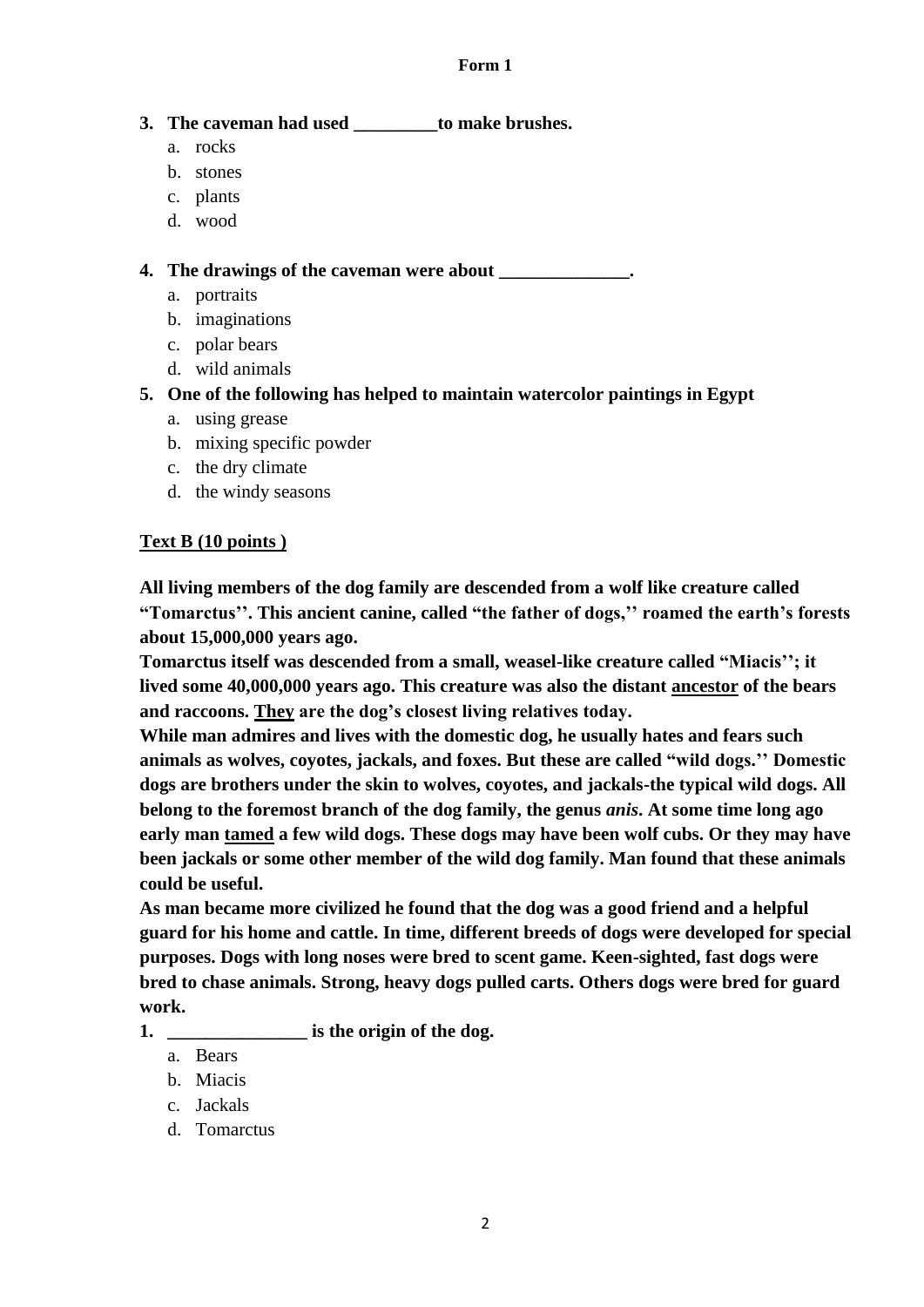Form 1

**3. The caveman had used _________to make brushes.**

a. rocks
b. stones
c. plants
d. wood

**4. The drawings of the caveman were about ______________.**

a. portraits
b. imaginations
c. polar bears
d. wild animals

**5. One of the following has helped to maintain watercolor paintings in Egypt**

a. using grease
b. mixing specific powder
c. the dry climate
d. the windy seasons

**<u>Text B (10 points )</u>**

**All living members of the dog family are descended from a wolf like creature called "Tomarctus''. This ancient canine, called "the father of dogs,'' roamed the earth's forests about 15,000,000 years ago.**

**Tomarctus itself was descended from a small, weasel-like creature called "Miacis''; it lived some 40,000,000 years ago. This creature was also the distant <u>ancestor</u> of the bears and raccoons. <u>They</u> are the dog's closest living relatives today.**

**While man admires and lives with the domestic dog, he usually hates and fears such animals as wolves, coyotes, jackals, and foxes. But these are called "wild dogs.'' Domestic dogs are brothers under the skin to wolves, coyotes, and jackals-the typical wild dogs. All belong to the foremost branch of the dog family, the genus *anis*. At some time long ago early man <u>tamed</u> a few wild dogs. These dogs may have been wolf cubs. Or they may have been jackals or some other member of the wild dog family. Man found that these animals could be useful.**

**As man became more civilized he found that the dog was a good friend and a helpful guard for his home and cattle. In time, different breeds of dogs were developed for special purposes. Dogs with long noses were bred to scent game. Keen-sighted, fast dogs were bred to chase animals. Strong, heavy dogs pulled carts. Others dogs were bred for guard work.**

**1. _______________ is the origin of the dog.**

a. Bears
b. Miacis
c. Jackals
d. Tomarctus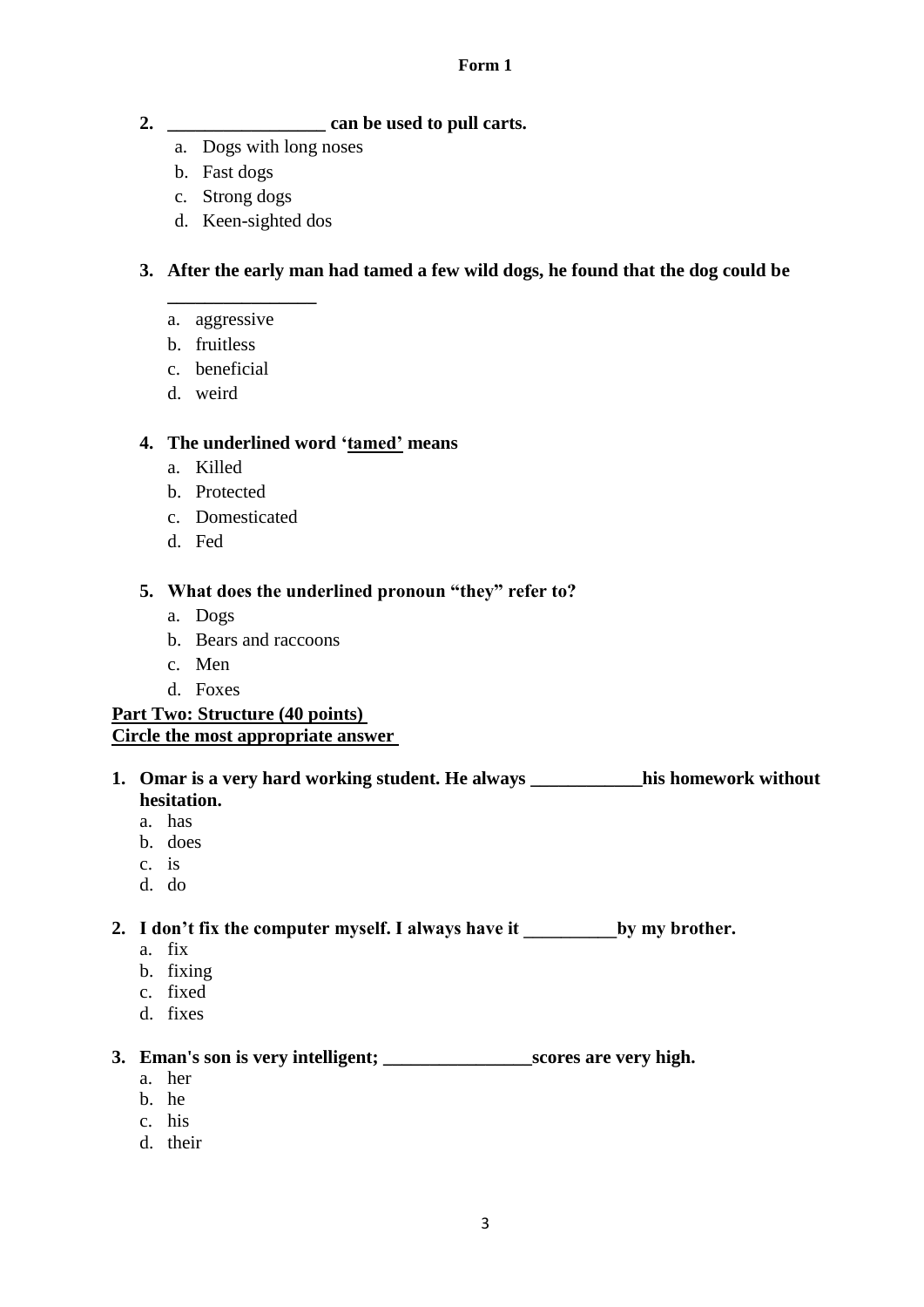**Form 1**

2. **_________________ can be used to pull carts.**
   a. Dogs with long noses
   b. Fast dogs
   c. Strong dogs
   d. Keen-sighted dos

3. **After the early man had tamed a few wild dogs, he found that the dog could be ________________**
   a. aggressive
   b. fruitless
   c. beneficial
   d. weird

4. **The underlined word '<u>tamed</u>' means**
   a. Killed
   b. Protected
   c. Domesticated
   d. Fed

5. **What does the underlined pronoun "they" refer to?**
   a. Dogs
   b. Bears and raccoons
   c. Men
   d. Foxes

## <u>Part Two: Structure (40 points)</u>

**<u>Circle the most appropriate answer</u>**

1. **Omar is a very hard working student. He always ____________his homework without hesitation.**
   a. has
   b. does
   c. is
   d. do

2. **I don't fix the computer myself. I always have it __________by my brother.**
   a. fix
   b. fixing
   c. fixed
   d. fixes

3. **Eman's son is very intelligent; ________________scores are very high.**
   a. her
   b. he
   c. his
   d. their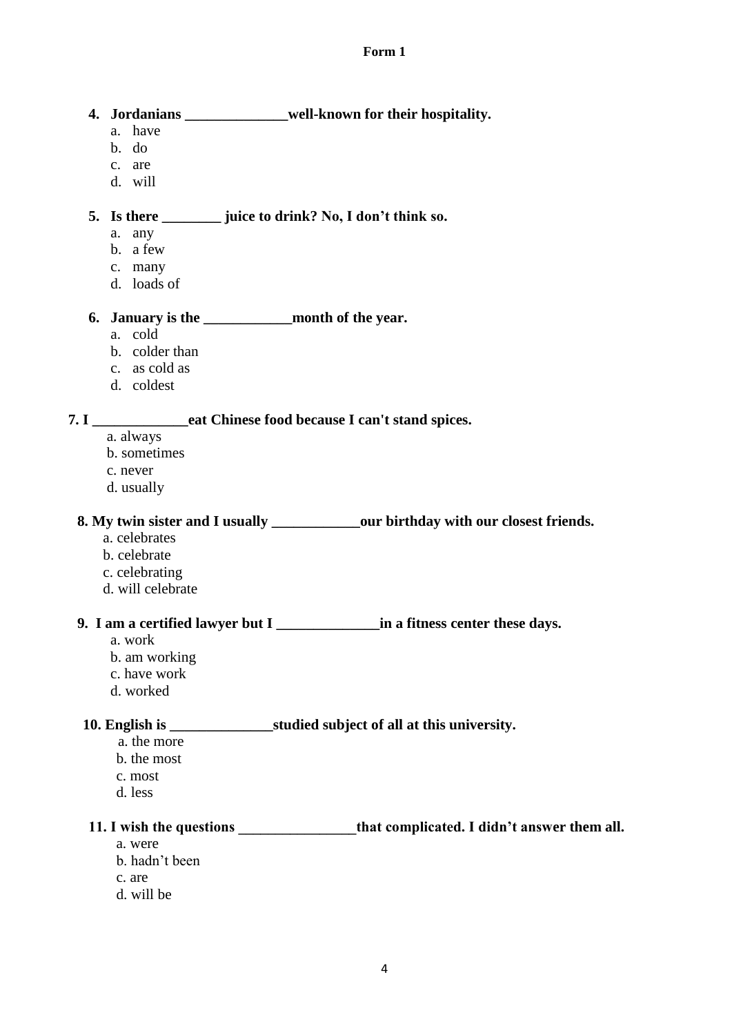**Form 1**

**4. Jordanians ______________well-known for their hospitality.**

a. have
b. do
c. are
d. will

**5. Is there ________ juice to drink? No, I don't think so.**

a. any
b. a few
c. many
d. loads of

**6. January is the ____________month of the year.**

a. cold
b. colder than
c. as cold as
d. coldest

**7. I _____________eat Chinese food because I can't stand spices.**

a. always
b. sometimes
c. never
d. usually

**8. My twin sister and I usually ____________our birthday with our closest friends.**

a. celebrates
b. celebrate
c. celebrating
d. will celebrate

**9. I am a certified lawyer but I ______________in a fitness center these days.**

a. work
b. am working
c. have work
d. worked

**10. English is ______________studied subject of all at this university.**

a. the more
b. the most
c. most
d. less

**11. I wish the questions ________________that complicated. I didn't answer them all.**

a. were
b. hadn't been
c. are
d. will be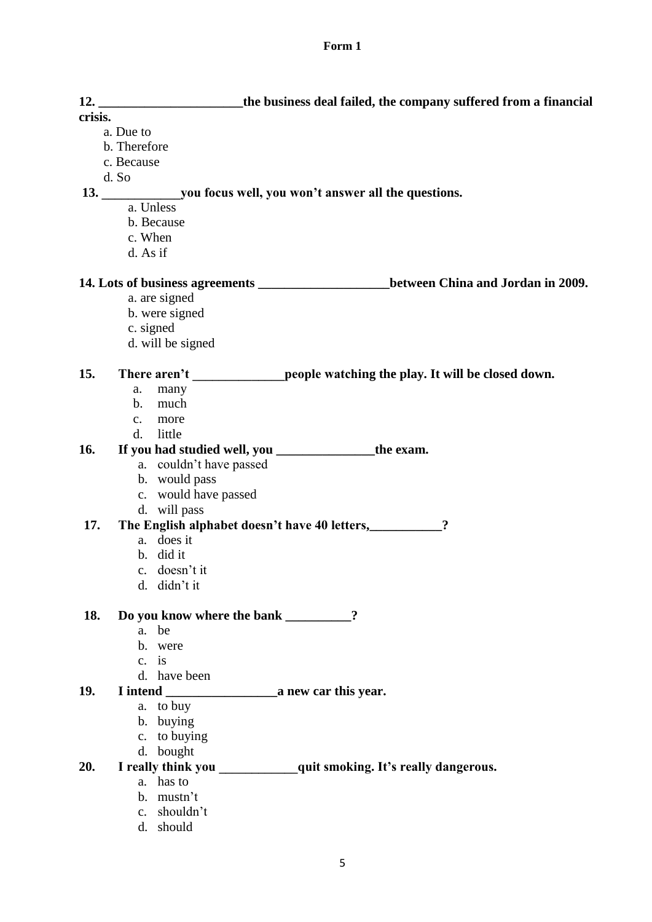**Form 1**

**12. ______________________the business deal failed, the company suffered from a financial crisis.**

a. Due to
b. Therefore
c. Because
d. So

**13. ____________you focus well, you won't answer all the questions.**

a. Unless
b. Because
c. When
d. As if

**14. Lots of business agreements ____________________between China and Jordan in 2009.**

a. are signed
b. were signed
c. signed
d. will be signed

**15. There aren't ______________people watching the play. It will be closed down.**

a. many
b. much
c. more
d. little

**16. If you had studied well, you _______________the exam.**

a. couldn't have passed
b. would pass
c. would have passed
d. will pass

**17. The English alphabet doesn't have 40 letters,___________?**

a. does it
b. did it
c. doesn't it
d. didn't it

**18. Do you know where the bank __________?**

a. be
b. were
c. is
d. have been

**19. I intend _________________a new car this year.**

a. to buy
b. buying
c. to buying
d. bought

**20. I really think you ____________quit smoking. It's really dangerous.**

a. has to
b. mustn't
c. shouldn't
d. should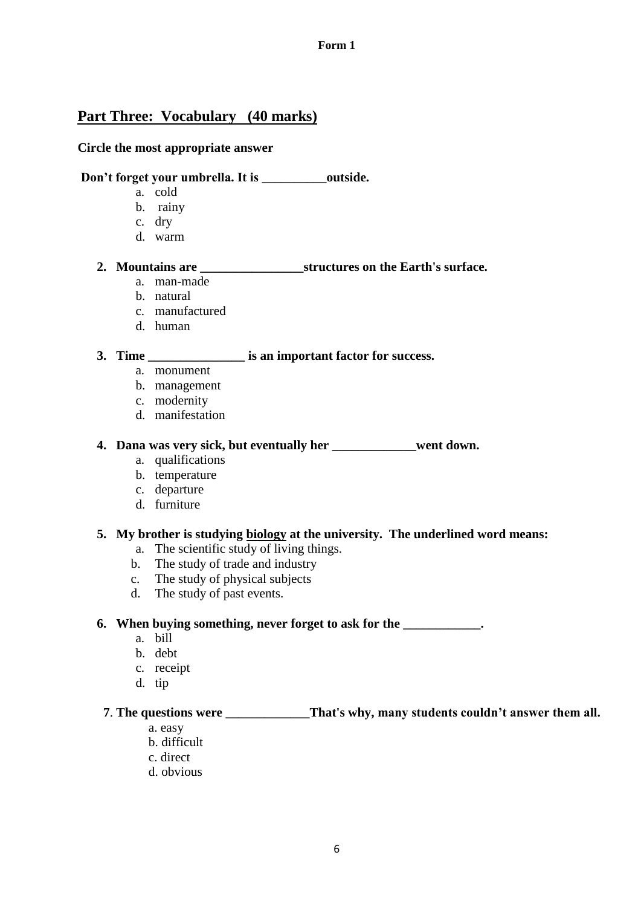**Form 1**

## Part Three: Vocabulary (40 marks)

**Circle the most appropriate answer**

**Don't forget your umbrella. It is __________outside.**

a. cold
b. rainy
c. dry
d. warm

2. **Mountains are ________________structures on the Earth's surface.**
   a. man-made
   b. natural
   c. manufactured
   d. human

3. **Time _______________ is an important factor for success.**
   a. monument
   b. management
   c. modernity
   d. manifestation

4. **Dana was very sick, but eventually her _____________went down.**
   a. qualifications
   b. temperature
   c. departure
   d. furniture

5. **My brother is studying biology at the university. The underlined word means:**
   a. The scientific study of living things.
   b. The study of trade and industry
   c. The study of physical subjects
   d. The study of past events.

6. **When buying something, never forget to ask for the ____________.**
   a. bill
   b. debt
   c. receipt
   d. tip

7. **The questions were _____________That's why, many students couldn't answer them all.**
   a. easy
   b. difficult
   c. direct
   d. obvious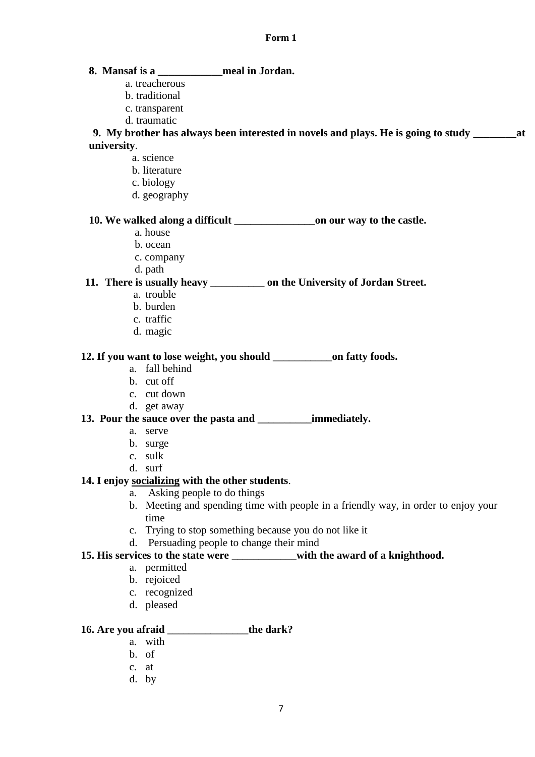**Form 1**

**8. Mansaf is a ____________meal in Jordan.**

a. treacherous
b. traditional
c. transparent
d. traumatic

**9. My brother has always been interested in novels and plays. He is going to study ________at university**.

a. science
b. literature
c. biology
d. geography

**10. We walked along a difficult _______________on our way to the castle.**

a. house
b. ocean
c. company
d. path

**11. There is usually heavy __________ on the University of Jordan Street.**

a. trouble
b. burden
c. traffic
d. magic

**12. If you want to lose weight, you should ___________on fatty foods.**

a. fall behind
b. cut off
c. cut down
d. get away

**13. Pour the sauce over the pasta and __________immediately.**

a. serve
b. surge
c. sulk
d. surf

**14. I enjoy <u>socializing</u> with the other students**.

a. Asking people to do things
b. Meeting and spending time with people in a friendly way, in order to enjoy your time
c. Trying to stop something because you do not like it
d. Persuading people to change their mind

**15. His services to the state were ____________with the award of a knighthood.**

a. permitted
b. rejoiced
c. recognized
d. pleased

**16. Are you afraid _______________the dark?**

a. with
b. of
c. at
d. by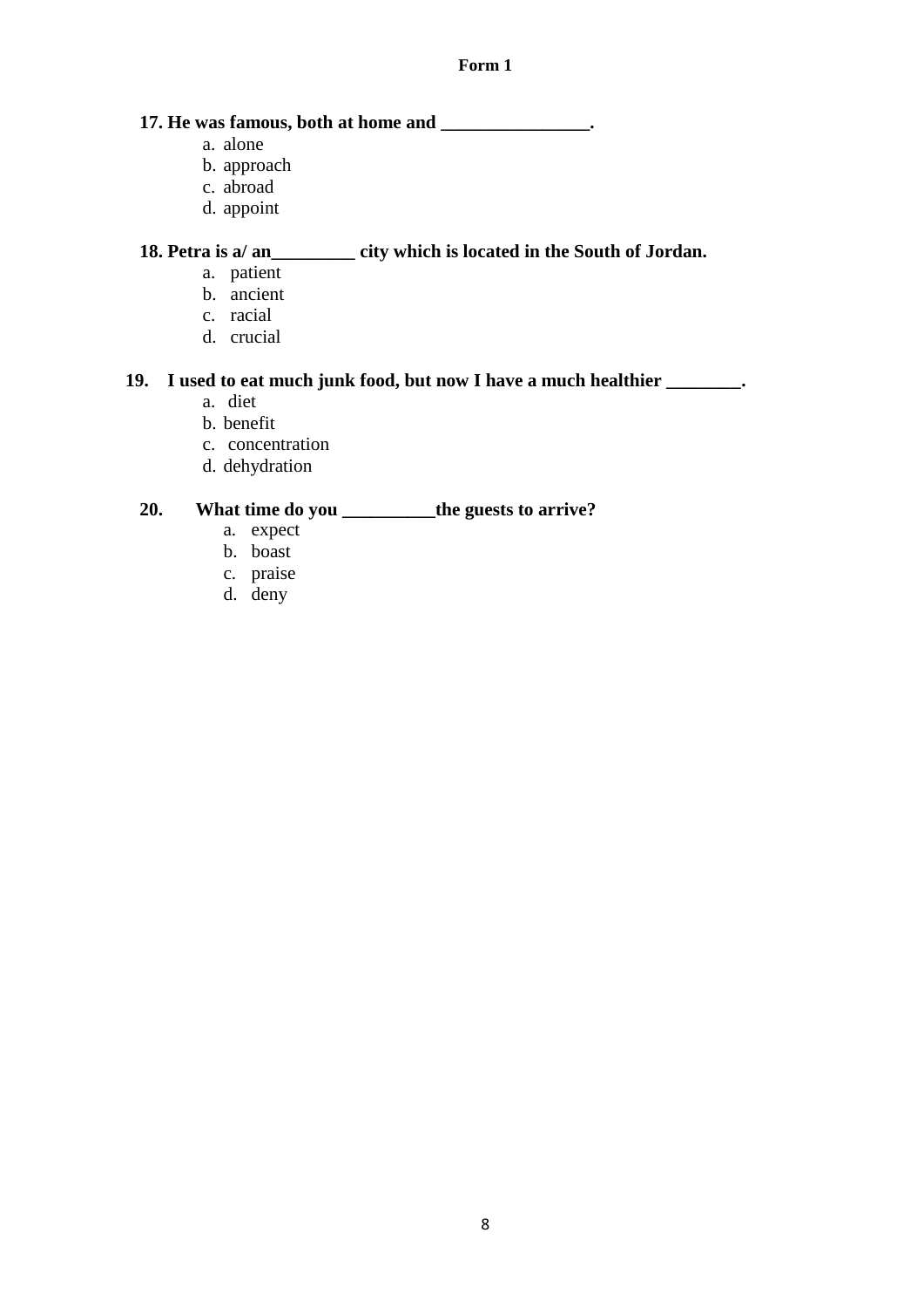**Form 1**

**17. He was famous, both at home and ________________.**

a. alone
b. approach
c. abroad
d. appoint

**18. Petra is a/ an_________ city which is located in the South of Jordan.**

a. patient
b. ancient
c. racial
d. crucial

**19. I used to eat much junk food, but now I have a much healthier ________.**

a. diet
b. benefit
c. concentration
d. dehydration

**20. What time do you __________the guests to arrive?**

a. expect
b. boast
c. praise
d. deny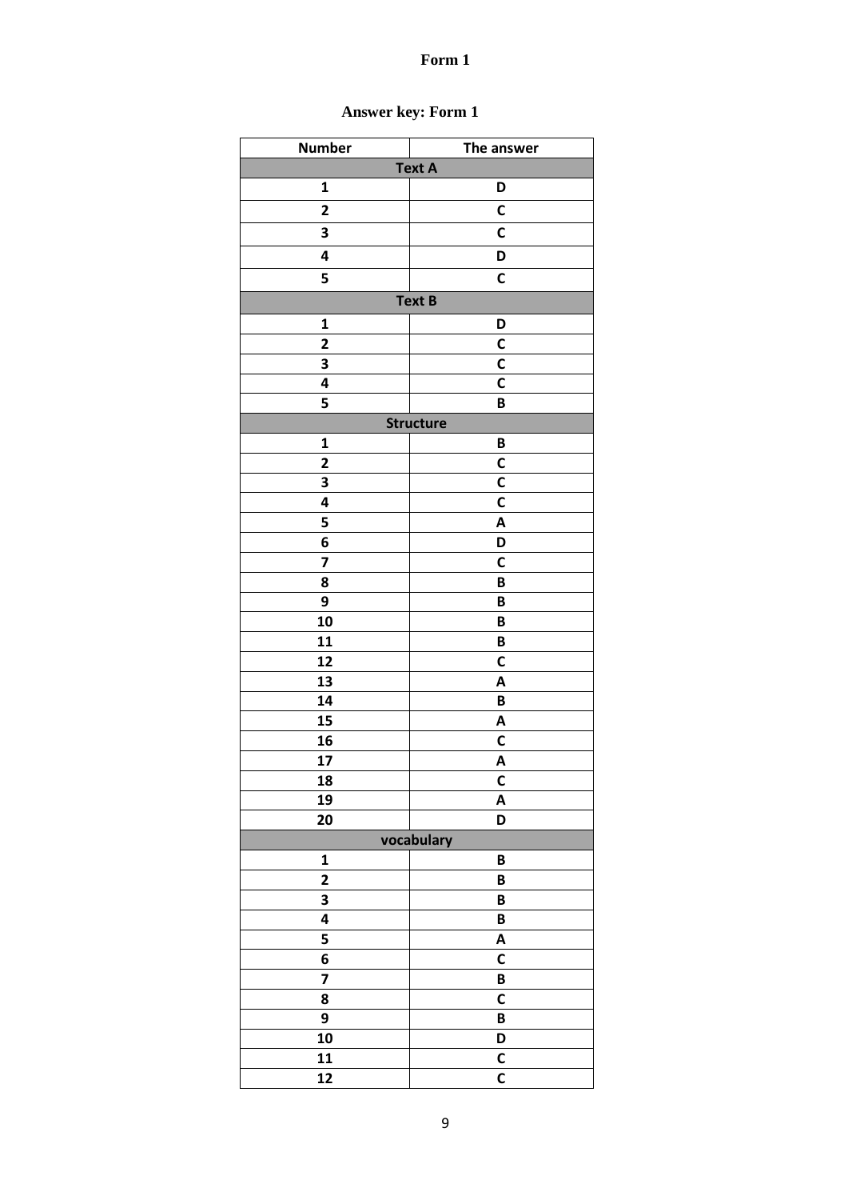# Form 1

## Answer key: Form 1

| Number | The answer |
|---|---|
| **Text A** | |
| 1 | D |
| 2 | C |
| 3 | C |
| 4 | D |
| 5 | C |
| **Text B** | |
| 1 | D |
| 2 | C |
| 3 | C |
| 4 | C |
| 5 | B |
| **Structure** | |
| 1 | B |
| 2 | C |
| 3 | C |
| 4 | C |
| 5 | A |
| 6 | D |
| 7 | C |
| 8 | B |
| 9 | B |
| 10 | B |
| 11 | B |
| 12 | C |
| 13 | A |
| 14 | B |
| 15 | A |
| 16 | C |
| 17 | A |
| 18 | C |
| 19 | A |
| 20 | D |
| **vocabulary** | |
| 1 | B |
| 2 | B |
| 3 | B |
| 4 | B |
| 5 | A |
| 6 | C |
| 7 | B |
| 8 | C |
| 9 | B |
| 10 | D |
| 11 | C |
| 12 | C |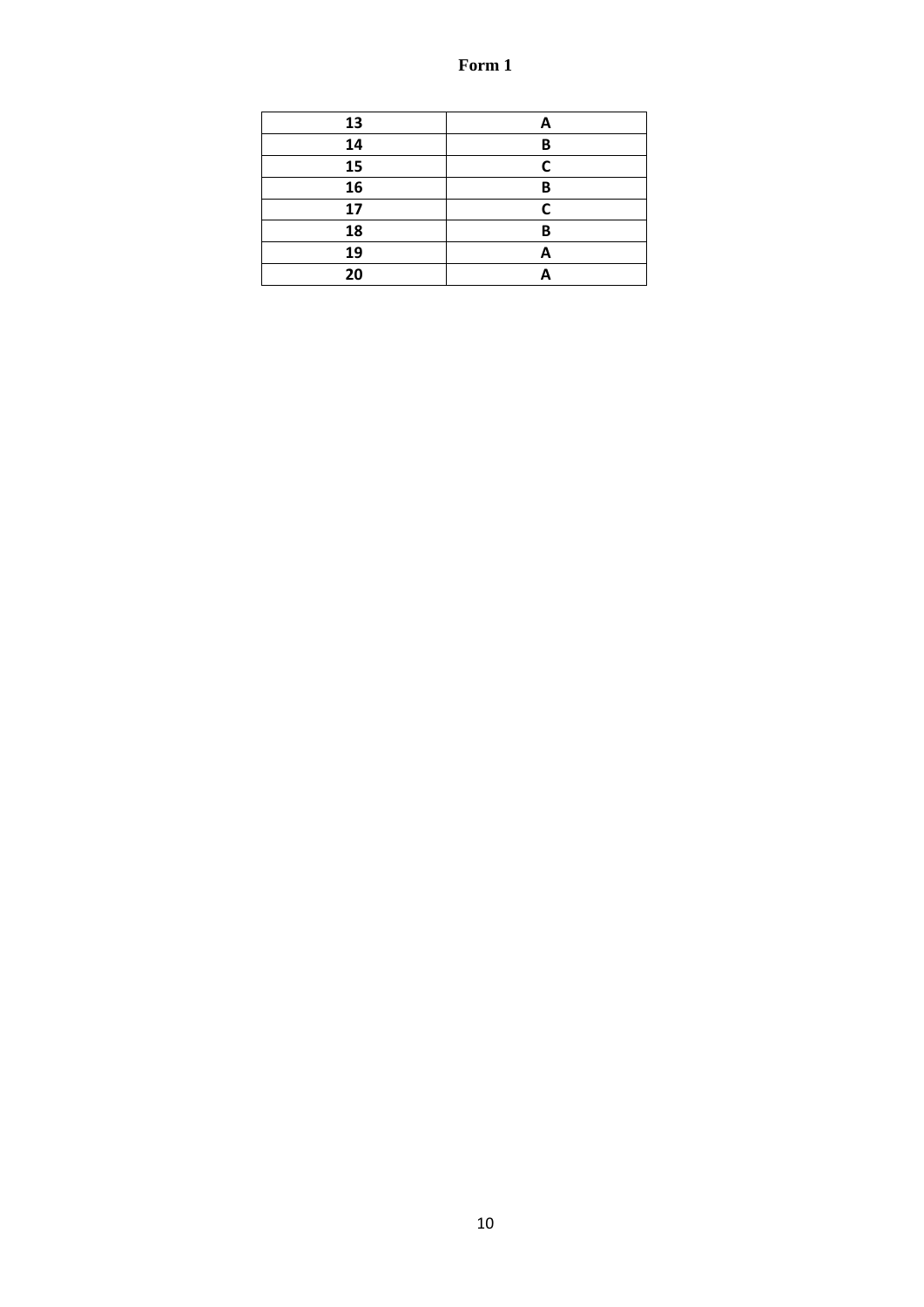**Form 1**

| | |
|---|---|
| 13 | A |
| 14 | B |
| 15 | C |
| 16 | B |
| 17 | C |
| 18 | B |
| 19 | A |
| 20 | A |